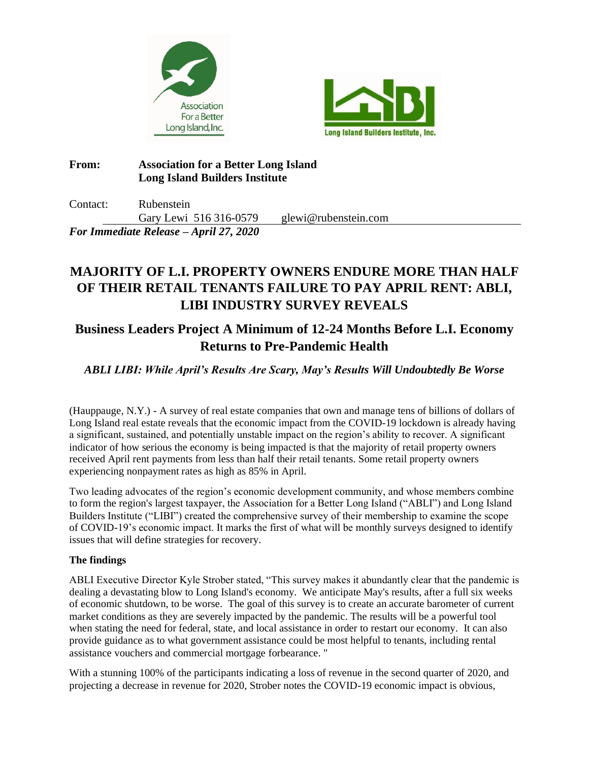**From:** **Association for a Better Long Island**
**Long Island Builders Institute**

Contact: Rubenstein
Gary Lewi 516 316-0579 glewi@rubenstein.com

***For Immediate Release – April 27, 2020***

# MAJORITY OF L.I. PROPERTY OWNERS ENDURE MORE THAN HALF OF THEIR RETAIL TENANTS FAILURE TO PAY APRIL RENT: ABLI, LIBI INDUSTRY SURVEY REVEALS

## Business Leaders Project A Minimum of 12-24 Months Before L.I. Economy Returns to Pre-Pandemic Health

***ABLI LIBI: While April's Results Are Scary, May's Results Will Undoubtedly Be Worse***

(Hauppauge, N.Y.) - A survey of real estate companies that own and manage tens of billions of dollars of Long Island real estate reveals that the economic impact from the COVID-19 lockdown is already having a significant, sustained, and potentially unstable impact on the region's ability to recover. A significant indicator of how serious the economy is being impacted is that the majority of retail property owners received April rent payments from less than half their retail tenants. Some retail property owners experiencing nonpayment rates as high as 85% in April.

Two leading advocates of the region's economic development community, and whose members combine to form the region's largest taxpayer, the Association for a Better Long Island ("ABLI") and Long Island Builders Institute ("LIBI") created the comprehensive survey of their membership to examine the scope of COVID-19's economic impact. It marks the first of what will be monthly surveys designed to identify issues that will define strategies for recovery.

**The findings**

ABLI Executive Director Kyle Strober stated, "This survey makes it abundantly clear that the pandemic is dealing a devastating blow to Long Island's economy. We anticipate May's results, after a full six weeks of economic shutdown, to be worse. The goal of this survey is to create an accurate barometer of current market conditions as they are severely impacted by the pandemic. The results will be a powerful tool when stating the need for federal, state, and local assistance in order to restart our economy. It can also provide guidance as to what government assistance could be most helpful to tenants, including rental assistance vouchers and commercial mortgage forbearance. "

With a stunning 100% of the participants indicating a loss of revenue in the second quarter of 2020, and projecting a decrease in revenue for 2020, Strober notes the COVID-19 economic impact is obvious,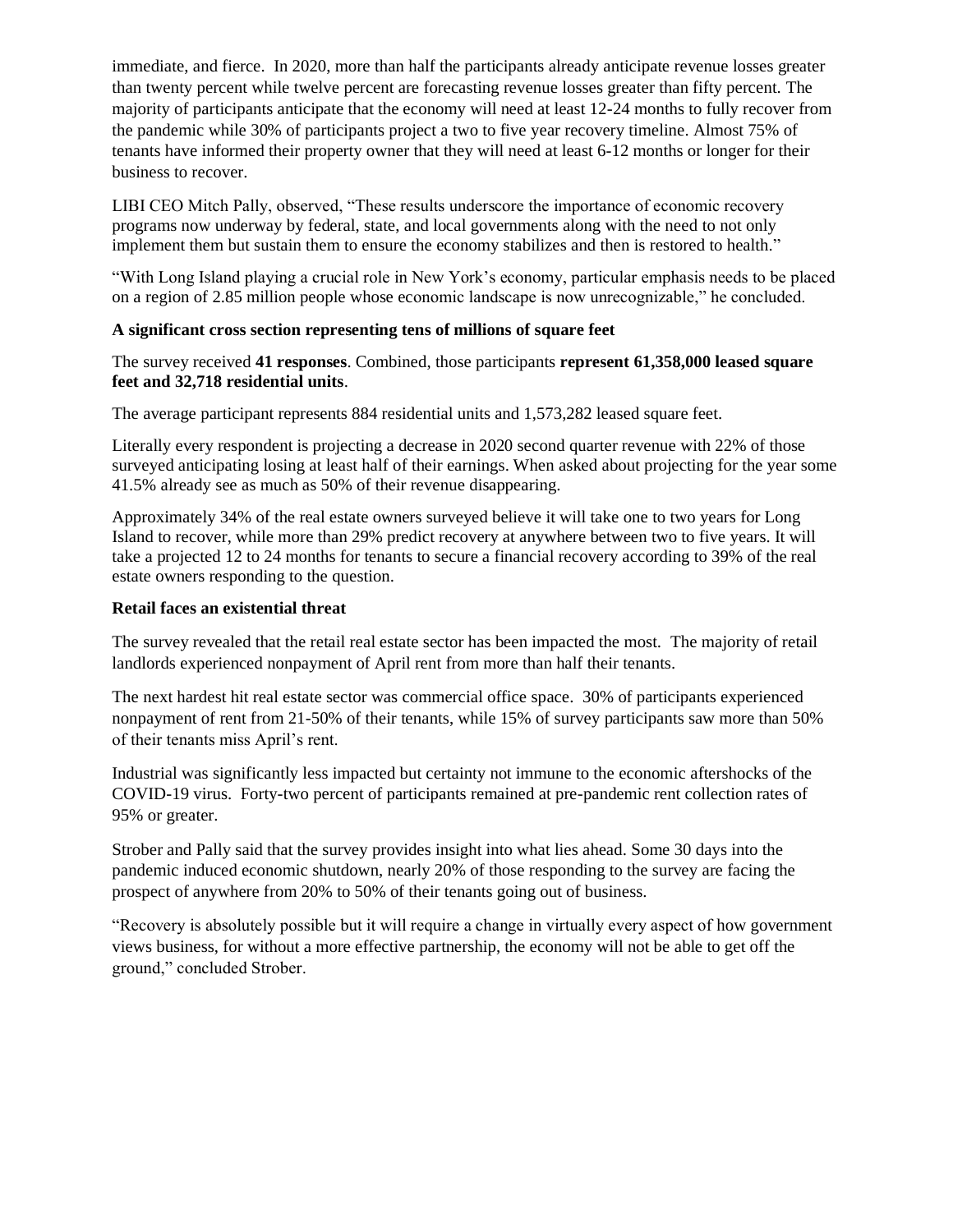immediate, and fierce. In 2020, more than half the participants already anticipate revenue losses greater than twenty percent while twelve percent are forecasting revenue losses greater than fifty percent. The majority of participants anticipate that the economy will need at least 12-24 months to fully recover from the pandemic while 30% of participants project a two to five year recovery timeline. Almost 75% of tenants have informed their property owner that they will need at least 6-12 months or longer for their business to recover.

LIBI CEO Mitch Pally, observed, "These results underscore the importance of economic recovery programs now underway by federal, state, and local governments along with the need to not only implement them but sustain them to ensure the economy stabilizes and then is restored to health."

"With Long Island playing a crucial role in New York's economy, particular emphasis needs to be placed on a region of 2.85 million people whose economic landscape is now unrecognizable," he concluded.

**A significant cross section representing tens of millions of square feet**

The survey received **41 responses**. Combined, those participants **represent 61,358,000 leased square feet and 32,718 residential units**.

The average participant represents 884 residential units and 1,573,282 leased square feet.

Literally every respondent is projecting a decrease in 2020 second quarter revenue with 22% of those surveyed anticipating losing at least half of their earnings. When asked about projecting for the year some 41.5% already see as much as 50% of their revenue disappearing.

Approximately 34% of the real estate owners surveyed believe it will take one to two years for Long Island to recover, while more than 29% predict recovery at anywhere between two to five years. It will take a projected 12 to 24 months for tenants to secure a financial recovery according to 39% of the real estate owners responding to the question.

**Retail faces an existential threat**

The survey revealed that the retail real estate sector has been impacted the most. The majority of retail landlords experienced nonpayment of April rent from more than half their tenants.

The next hardest hit real estate sector was commercial office space. 30% of participants experienced nonpayment of rent from 21-50% of their tenants, while 15% of survey participants saw more than 50% of their tenants miss April's rent.

Industrial was significantly less impacted but certainty not immune to the economic aftershocks of the COVID-19 virus. Forty-two percent of participants remained at pre-pandemic rent collection rates of 95% or greater.

Strober and Pally said that the survey provides insight into what lies ahead. Some 30 days into the pandemic induced economic shutdown, nearly 20% of those responding to the survey are facing the prospect of anywhere from 20% to 50% of their tenants going out of business.

"Recovery is absolutely possible but it will require a change in virtually every aspect of how government views business, for without a more effective partnership, the economy will not be able to get off the ground," concluded Strober.